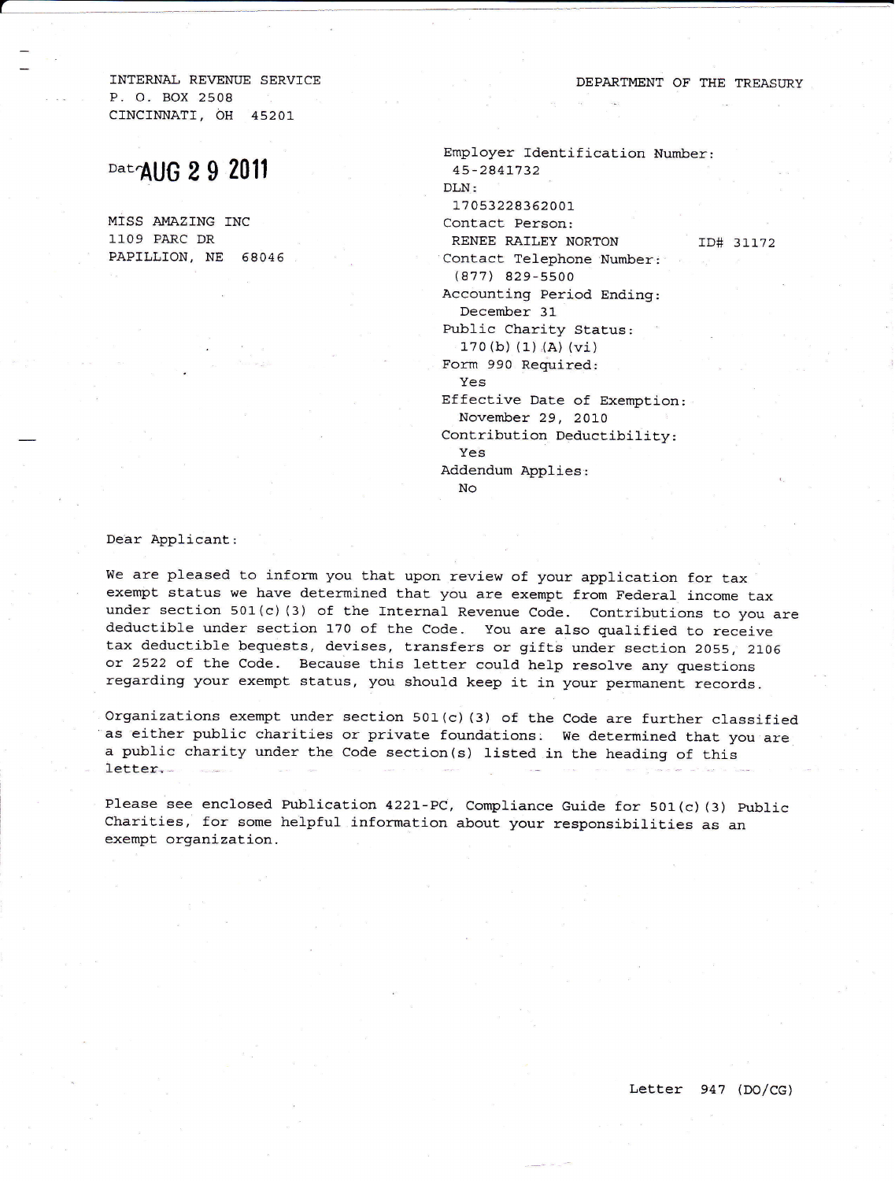INTERNAL REVENUE SERVICE
P. O. BOX 2508
CINCINNATI, OH 45201

DEPARTMENT OF THE TREASURY

Date AUG 29 2011

MISS AMAZING INC
1109 PARC DR
PAPILLION, NE 68046

Employer Identification Number:
45-2841732
DLN:
17053228362001
Contact Person:
RENEE RAILEY NORTON ID# 31172
Contact Telephone Number:
(877) 829-5500
Accounting Period Ending:
December 31
Public Charity Status:
170(b)(1)(A)(vi)
Form 990 Required:
Yes
Effective Date of Exemption:
November 29, 2010
Contribution Deductibility:
Yes
Addendum Applies:
No

Dear Applicant:

We are pleased to inform you that upon review of your application for tax exempt status we have determined that you are exempt from Federal income tax under section 501(c)(3) of the Internal Revenue Code. Contributions to you are deductible under section 170 of the Code. You are also qualified to receive tax deductible bequests, devises, transfers or gifts under section 2055, 2106 or 2522 of the Code. Because this letter could help resolve any questions regarding your exempt status, you should keep it in your permanent records.

Organizations exempt under section 501(c)(3) of the Code are further classified as either public charities or private foundations. We determined that you are a public charity under the Code section(s) listed in the heading of this letter.

Please see enclosed Publication 4221-PC, Compliance Guide for 501(c)(3) Public Charities, for some helpful information about your responsibilities as an exempt organization.

Letter 947 (DO/CG)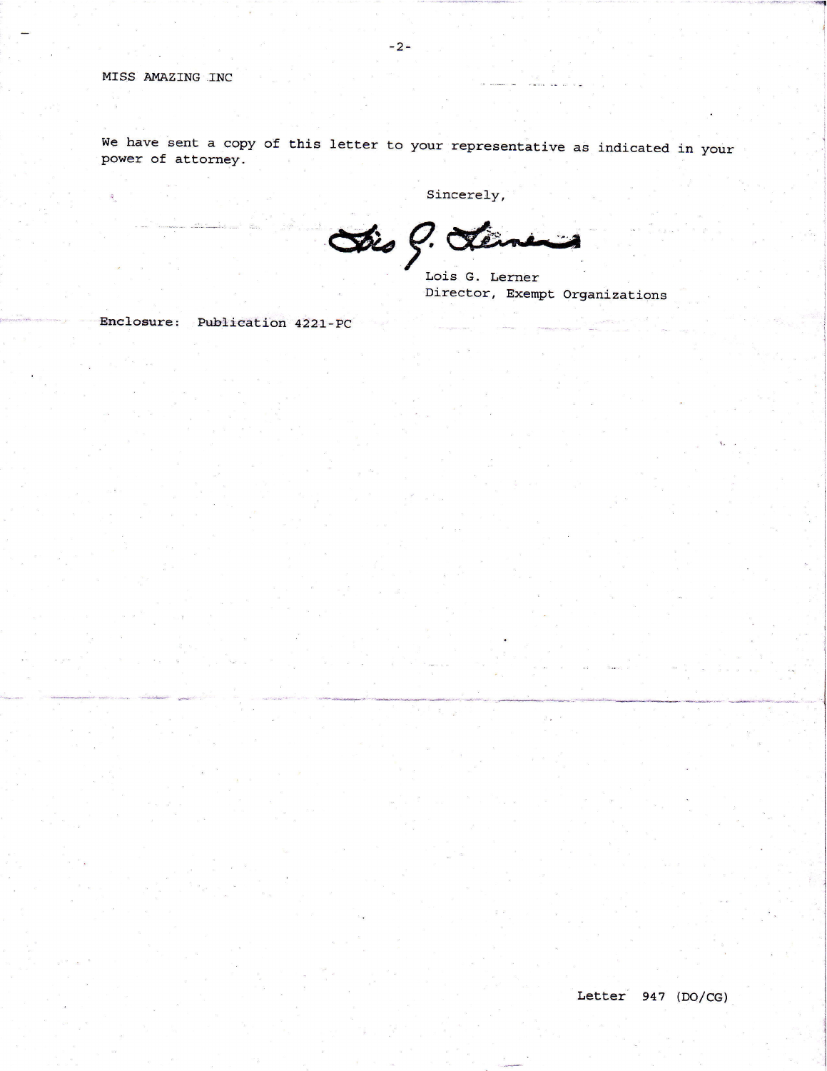MISS AMAZING INC

We have sent a copy of this letter to your representative as indicated in your power of attorney.

Sincerely,

Lois G. Lerner
Director, Exempt Organizations

Enclosure: Publication 4221-PC

Letter 947 (DO/CG)